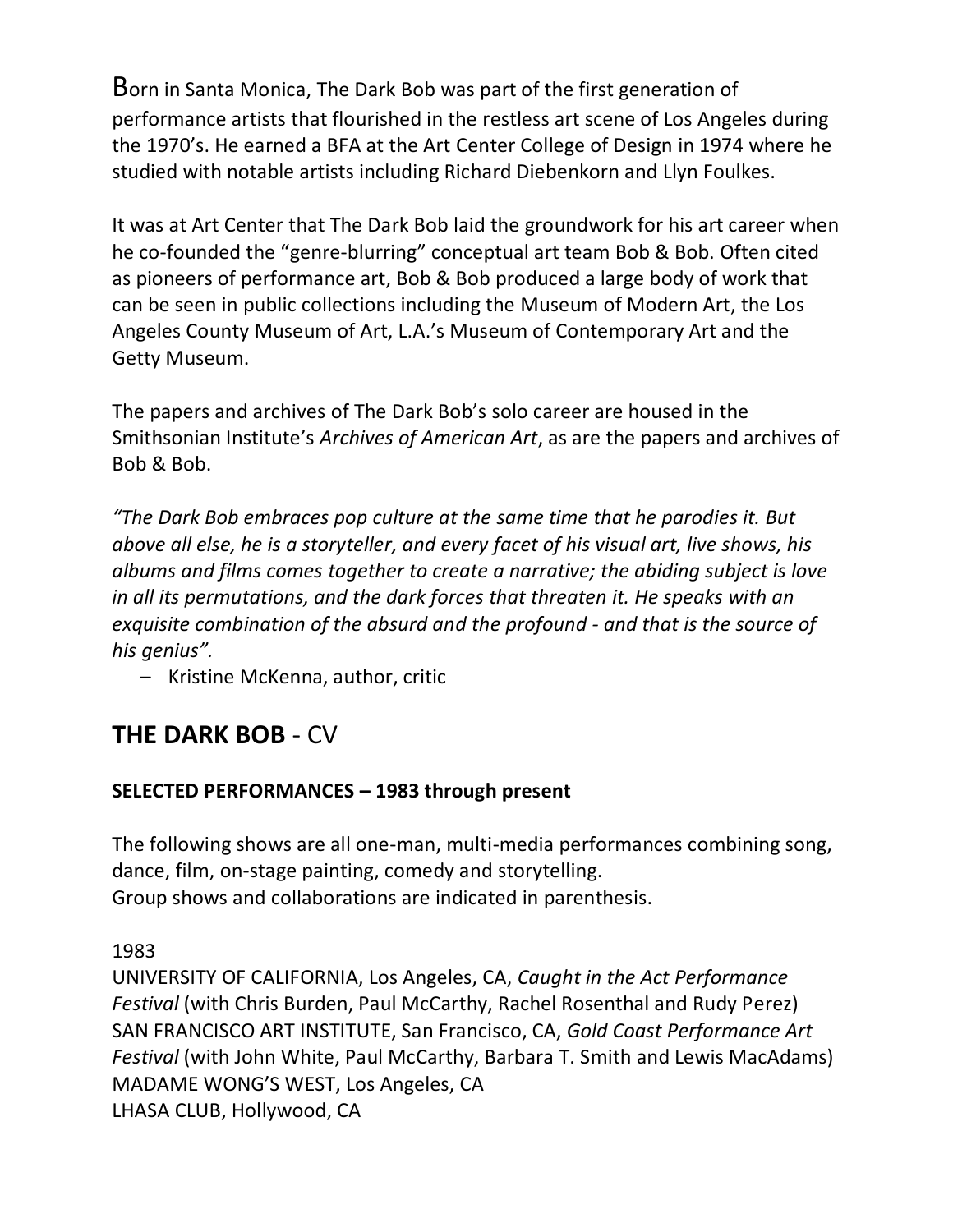Born in Santa Monica, The Dark Bob was part of the first generation of performance artists that flourished in the restless art scene of Los Angeles during the 1970's. He earned a BFA at the Art Center College of Design in 1974 where he studied with notable artists including Richard Diebenkorn and Llyn Foulkes.

It was at Art Center that The Dark Bob laid the groundwork for his art career when he co-founded the "genre-blurring" conceptual art team Bob & Bob. Often cited as pioneers of performance art, Bob & Bob produced a large body of work that can be seen in public collections including the Museum of Modern Art, the Los Angeles County Museum of Art, L.A.'s Museum of Contemporary Art and the Getty Museum.

The papers and archives of The Dark Bob's solo career are housed in the Smithsonian Institute's *Archives of American Art*, as are the papers and archives of Bob & Bob.

*"The Dark Bob embraces pop culture at the same time that he parodies it. But above all else, he is a storyteller, and every facet of his visual art, live shows, his albums and films comes together to create a narrative; the abiding subject is love in all its permutations, and the dark forces that threaten it. He speaks with an exquisite combination of the absurd and the profound - and that is the source of his genius".*

– Kristine McKenna, author, critic

## **THE DARK BOB** - CV

### SELECTED PERFORMANCES – 1983 through present

The following shows are all one-man, multi-media performances combining song, dance, film, on-stage painting, comedy and storytelling.
Group shows and collaborations are indicated in parenthesis.

1983

UNIVERSITY OF CALIFORNIA, Los Angeles, CA, *Caught in the Act Performance Festival* (with Chris Burden, Paul McCarthy, Rachel Rosenthal and Rudy Perez)
SAN FRANCISCO ART INSTITUTE, San Francisco, CA, *Gold Coast Performance Art Festival* (with John White, Paul McCarthy, Barbara T. Smith and Lewis MacAdams)
MADAME WONG'S WEST, Los Angeles, CA
LHASA CLUB, Hollywood, CA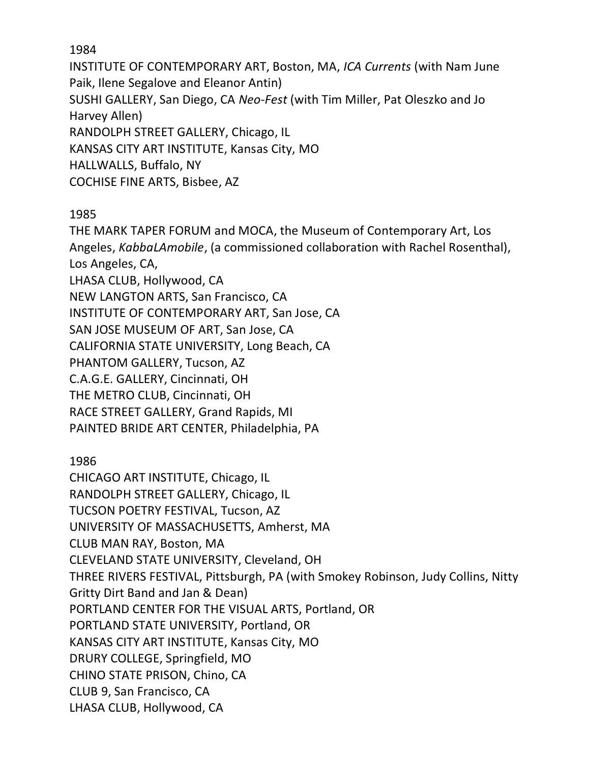1984

INSTITUTE OF CONTEMPORARY ART, Boston, MA, *ICA Currents* (with Nam June Paik, Ilene Segalove and Eleanor Antin)
SUSHI GALLERY, San Diego, CA *Neo-Fest* (with Tim Miller, Pat Oleszko and Jo Harvey Allen)
RANDOLPH STREET GALLERY, Chicago, IL
KANSAS CITY ART INSTITUTE, Kansas City, MO
HALLWALLS, Buffalo, NY
COCHISE FINE ARTS, Bisbee, AZ

1985

THE MARK TAPER FORUM and MOCA, the Museum of Contemporary Art, Los Angeles, *KabbaLAmobile*, (a commissioned collaboration with Rachel Rosenthal), Los Angeles, CA,
LHASA CLUB, Hollywood, CA
NEW LANGTON ARTS, San Francisco, CA
INSTITUTE OF CONTEMPORARY ART, San Jose, CA
SAN JOSE MUSEUM OF ART, San Jose, CA
CALIFORNIA STATE UNIVERSITY, Long Beach, CA
PHANTOM GALLERY, Tucson, AZ
C.A.G.E. GALLERY, Cincinnati, OH
THE METRO CLUB, Cincinnati, OH
RACE STREET GALLERY, Grand Rapids, MI
PAINTED BRIDE ART CENTER, Philadelphia, PA

1986

CHICAGO ART INSTITUTE, Chicago, IL
RANDOLPH STREET GALLERY, Chicago, IL
TUCSON POETRY FESTIVAL, Tucson, AZ
UNIVERSITY OF MASSACHUSETTS, Amherst, MA
CLUB MAN RAY, Boston, MA
CLEVELAND STATE UNIVERSITY, Cleveland, OH
THREE RIVERS FESTIVAL, Pittsburgh, PA (with Smokey Robinson, Judy Collins, Nitty Gritty Dirt Band and Jan & Dean)
PORTLAND CENTER FOR THE VISUAL ARTS, Portland, OR
PORTLAND STATE UNIVERSITY, Portland, OR
KANSAS CITY ART INSTITUTE, Kansas City, MO
DRURY COLLEGE, Springfield, MO
CHINO STATE PRISON, Chino, CA
CLUB 9, San Francisco, CA
LHASA CLUB, Hollywood, CA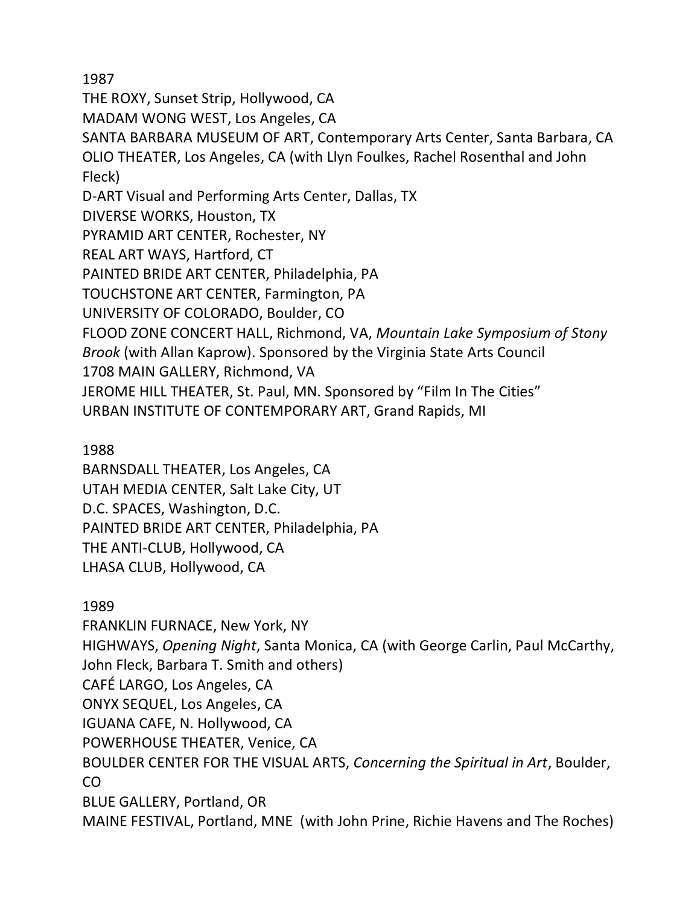1987

THE ROXY, Sunset Strip, Hollywood, CA
MADAM WONG WEST, Los Angeles, CA
SANTA BARBARA MUSEUM OF ART, Contemporary Arts Center, Santa Barbara, CA
OLIO THEATER, Los Angeles, CA (with Llyn Foulkes, Rachel Rosenthal and John Fleck)
D-ART Visual and Performing Arts Center, Dallas, TX
DIVERSE WORKS, Houston, TX
PYRAMID ART CENTER, Rochester, NY
REAL ART WAYS, Hartford, CT
PAINTED BRIDE ART CENTER, Philadelphia, PA
TOUCHSTONE ART CENTER, Farmington, PA
UNIVERSITY OF COLORADO, Boulder, CO
FLOOD ZONE CONCERT HALL, Richmond, VA, *Mountain Lake Symposium of Stony Brook* (with Allan Kaprow). Sponsored by the Virginia State Arts Council
1708 MAIN GALLERY, Richmond, VA
JEROME HILL THEATER, St. Paul, MN. Sponsored by "Film In The Cities"
URBAN INSTITUTE OF CONTEMPORARY ART, Grand Rapids, MI

1988

BARNSDALL THEATER, Los Angeles, CA
UTAH MEDIA CENTER, Salt Lake City, UT
D.C. SPACES, Washington, D.C.
PAINTED BRIDE ART CENTER, Philadelphia, PA
THE ANTI-CLUB, Hollywood, CA
LHASA CLUB, Hollywood, CA

1989

FRANKLIN FURNACE, New York, NY
HIGHWAYS, *Opening Night*, Santa Monica, CA (with George Carlin, Paul McCarthy, John Fleck, Barbara T. Smith and others)
CAFÉ LARGO, Los Angeles, CA
ONYX SEQUEL, Los Angeles, CA
IGUANA CAFE, N. Hollywood, CA
POWERHOUSE THEATER, Venice, CA
BOULDER CENTER FOR THE VISUAL ARTS, *Concerning the Spiritual in Art*, Boulder, CO
BLUE GALLERY, Portland, OR
MAINE FESTIVAL, Portland, MNE (with John Prine, Richie Havens and The Roches)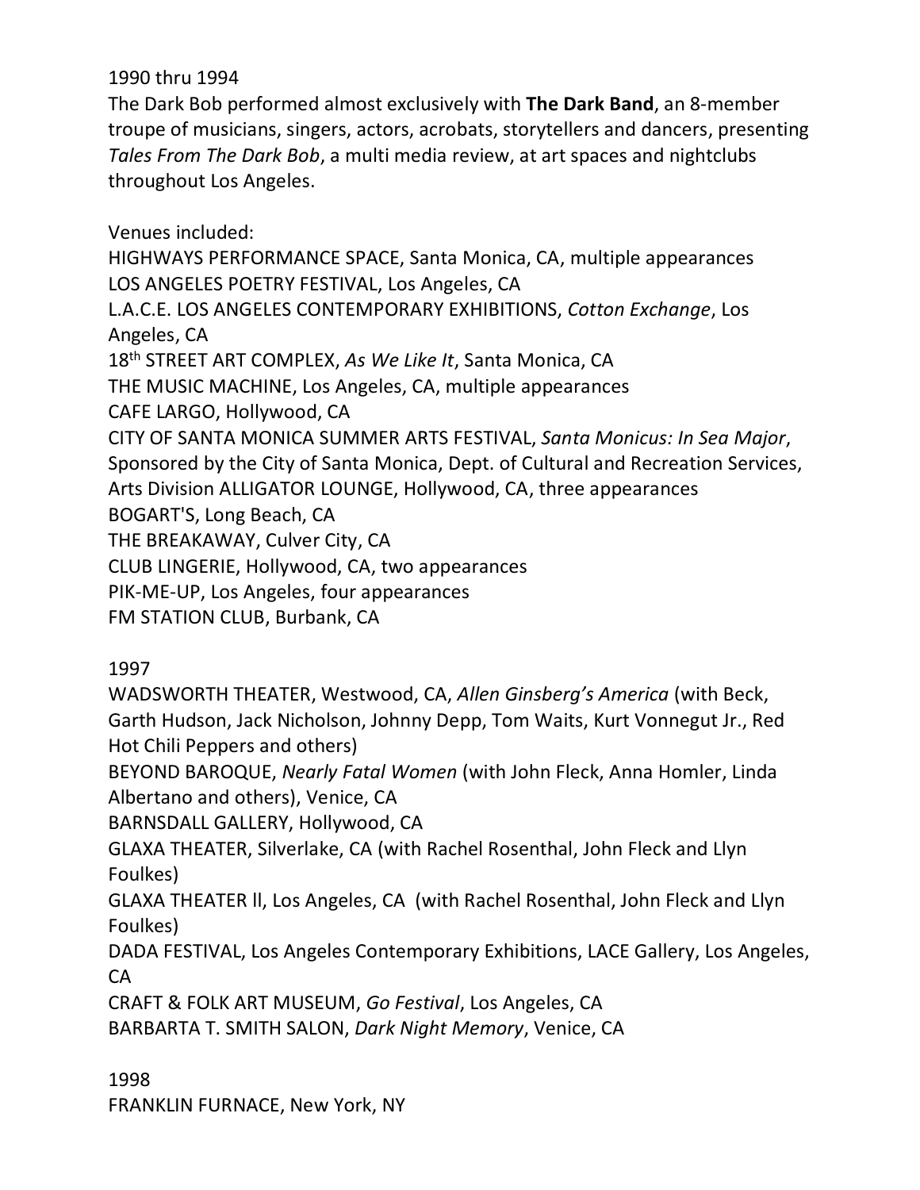1990 thru 1994

The Dark Bob performed almost exclusively with **The Dark Band**, an 8-member troupe of musicians, singers, actors, acrobats, storytellers and dancers, presenting *Tales From The Dark Bob*, a multi media review, at art spaces and nightclubs throughout Los Angeles.

Venues included:

HIGHWAYS PERFORMANCE SPACE, Santa Monica, CA, multiple appearances
LOS ANGELES POETRY FESTIVAL, Los Angeles, CA
L.A.C.E. LOS ANGELES CONTEMPORARY EXHIBITIONS, *Cotton Exchange*, Los Angeles, CA
18th STREET ART COMPLEX, *As We Like It*, Santa Monica, CA
THE MUSIC MACHINE, Los Angeles, CA, multiple appearances
CAFE LARGO, Hollywood, CA
CITY OF SANTA MONICA SUMMER ARTS FESTIVAL, *Santa Monicus: In Sea Major*, Sponsored by the City of Santa Monica, Dept. of Cultural and Recreation Services, Arts Division ALLIGATOR LOUNGE, Hollywood, CA, three appearances
BOGART'S, Long Beach, CA
THE BREAKAWAY, Culver City, CA
CLUB LINGERIE, Hollywood, CA, two appearances
PIK-ME-UP, Los Angeles, four appearances
FM STATION CLUB, Burbank, CA

1997

WADSWORTH THEATER, Westwood, CA, *Allen Ginsberg's America* (with Beck, Garth Hudson, Jack Nicholson, Johnny Depp, Tom Waits, Kurt Vonnegut Jr., Red Hot Chili Peppers and others)
BEYOND BAROQUE, *Nearly Fatal Women* (with John Fleck, Anna Homler, Linda Albertano and others), Venice, CA
BARNSDALL GALLERY, Hollywood, CA
GLAXA THEATER, Silverlake, CA (with Rachel Rosenthal, John Fleck and Llyn Foulkes)
GLAXA THEATER ll, Los Angeles, CA (with Rachel Rosenthal, John Fleck and Llyn Foulkes)
DADA FESTIVAL, Los Angeles Contemporary Exhibitions, LACE Gallery, Los Angeles, CA
CRAFT & FOLK ART MUSEUM, *Go Festival*, Los Angeles, CA
BARBARTA T. SMITH SALON, *Dark Night Memory*, Venice, CA

1998

FRANKLIN FURNACE, New York, NY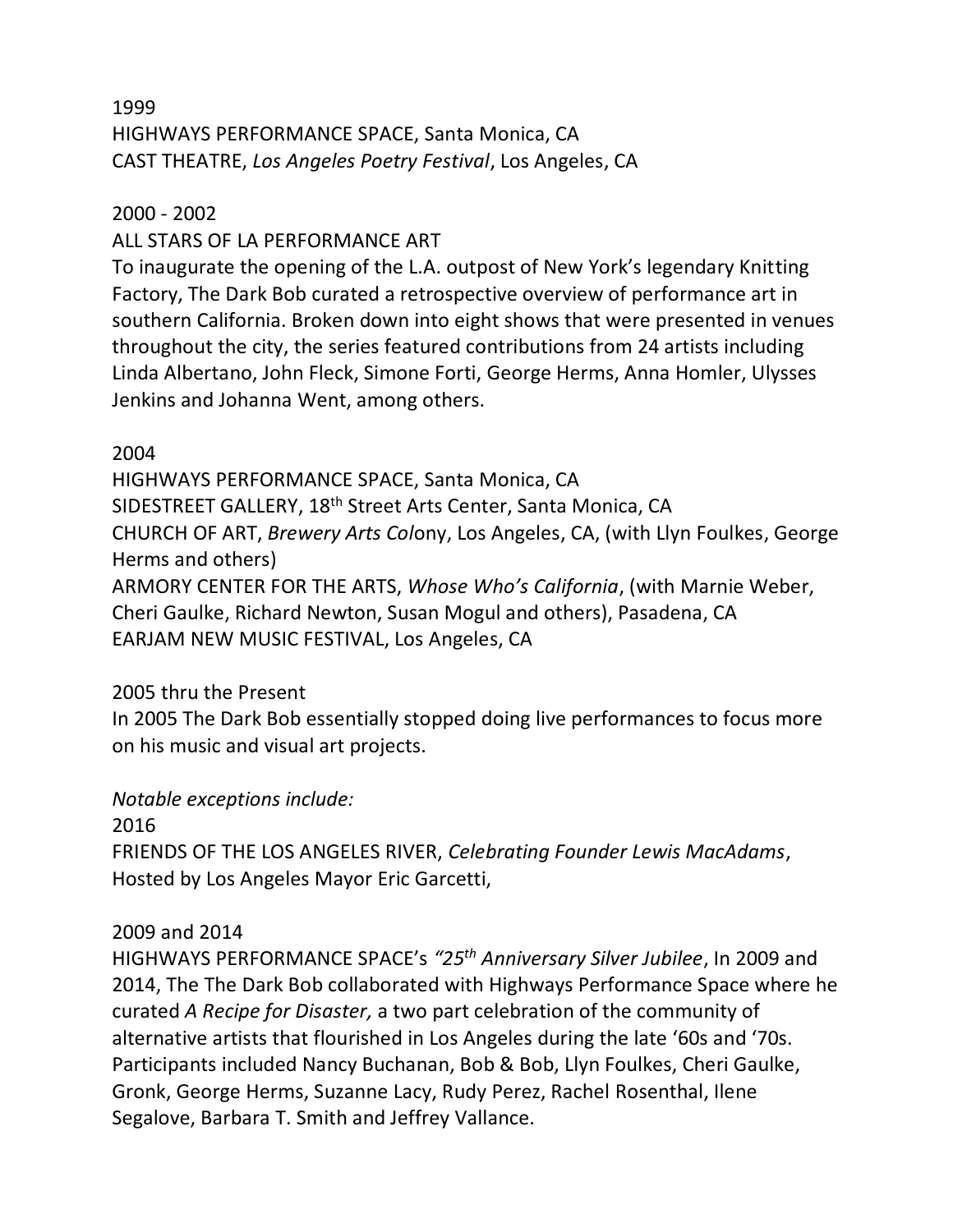1999
HIGHWAYS PERFORMANCE SPACE, Santa Monica, CA
CAST THEATRE, *Los Angeles Poetry Festival*, Los Angeles, CA

2000 - 2002
ALL STARS OF LA PERFORMANCE ART
To inaugurate the opening of the L.A. outpost of New York's legendary Knitting Factory, The Dark Bob curated a retrospective overview of performance art in southern California. Broken down into eight shows that were presented in venues throughout the city, the series featured contributions from 24 artists including Linda Albertano, John Fleck, Simone Forti, George Herms, Anna Homler, Ulysses Jenkins and Johanna Went, among others.

2004
HIGHWAYS PERFORMANCE SPACE, Santa Monica, CA
SIDESTREET GALLERY, 18th Street Arts Center, Santa Monica, CA
CHURCH OF ART, *Brewery Arts Col*ony, Los Angeles, CA, (with Llyn Foulkes, George Herms and others)
ARMORY CENTER FOR THE ARTS, *Whose Who's California*, (with Marnie Weber, Cheri Gaulke, Richard Newton, Susan Mogul and others), Pasadena, CA
EARJAM NEW MUSIC FESTIVAL, Los Angeles, CA

2005 thru the Present
In 2005 The Dark Bob essentially stopped doing live performances to focus more on his music and visual art projects.

*Notable exceptions include:*
2016
FRIENDS OF THE LOS ANGELES RIVER, *Celebrating Founder Lewis MacAdams*, Hosted by Los Angeles Mayor Eric Garcetti,

2009 and 2014
HIGHWAYS PERFORMANCE SPACE's *"25th Anniversary Silver Jubilee*, In 2009 and 2014, The The Dark Bob collaborated with Highways Performance Space where he curated *A Recipe for Disaster,* a two part celebration of the community of alternative artists that flourished in Los Angeles during the late '60s and '70s. Participants included Nancy Buchanan, Bob & Bob, Llyn Foulkes, Cheri Gaulke, Gronk, George Herms, Suzanne Lacy, Rudy Perez, Rachel Rosenthal, Ilene Segalove, Barbara T. Smith and Jeffrey Vallance.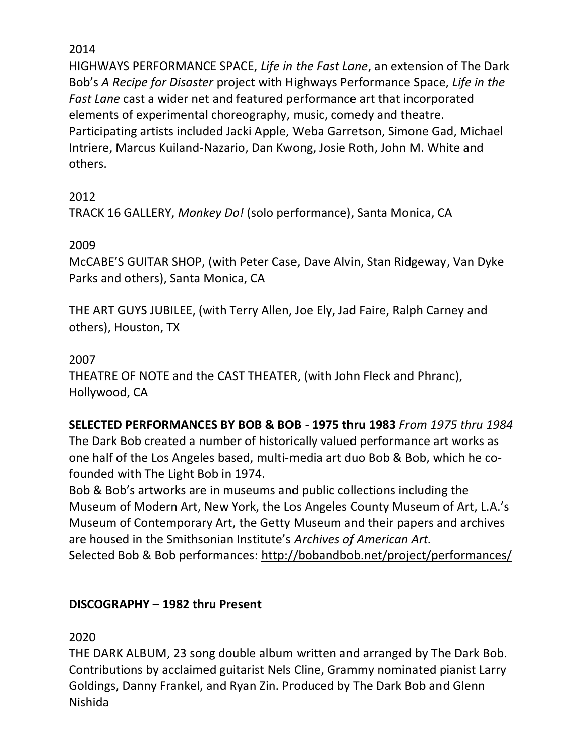2014

HIGHWAYS PERFORMANCE SPACE, *Life in the Fast Lane*, an extension of The Dark Bob's *A Recipe for Disaster* project with Highways Performance Space, *Life in the Fast Lane* cast a wider net and featured performance art that incorporated elements of experimental choreography, music, comedy and theatre. Participating artists included Jacki Apple, Weba Garretson, Simone Gad, Michael Intriere, Marcus Kuiland-Nazario, Dan Kwong, Josie Roth, John M. White and others.

2012

TRACK 16 GALLERY, *Monkey Do!* (solo performance), Santa Monica, CA

2009

McCABE'S GUITAR SHOP, (with Peter Case, Dave Alvin, Stan Ridgeway, Van Dyke Parks and others), Santa Monica, CA

THE ART GUYS JUBILEE, (with Terry Allen, Joe Ely, Jad Faire, Ralph Carney and others), Houston, TX

2007

THEATRE OF NOTE and the CAST THEATER, (with John Fleck and Phranc), Hollywood, CA

**SELECTED PERFORMANCES BY BOB & BOB - 1975 thru 1983** *From 1975 thru 1984* The Dark Bob created a number of historically valued performance art works as one half of the Los Angeles based, multi-media art duo Bob & Bob, which he co-founded with The Light Bob in 1974.

Bob & Bob's artworks are in museums and public collections including the Museum of Modern Art, New York, the Los Angeles County Museum of Art, L.A.'s Museum of Contemporary Art, the Getty Museum and their papers and archives are housed in the Smithsonian Institute's *Archives of American Art.*

Selected Bob & Bob performances: http://bobandbob.net/project/performances/

**DISCOGRAPHY – 1982 thru Present**

2020

THE DARK ALBUM, 23 song double album written and arranged by The Dark Bob. Contributions by acclaimed guitarist Nels Cline, Grammy nominated pianist Larry Goldings, Danny Frankel, and Ryan Zin. Produced by The Dark Bob and Glenn Nishida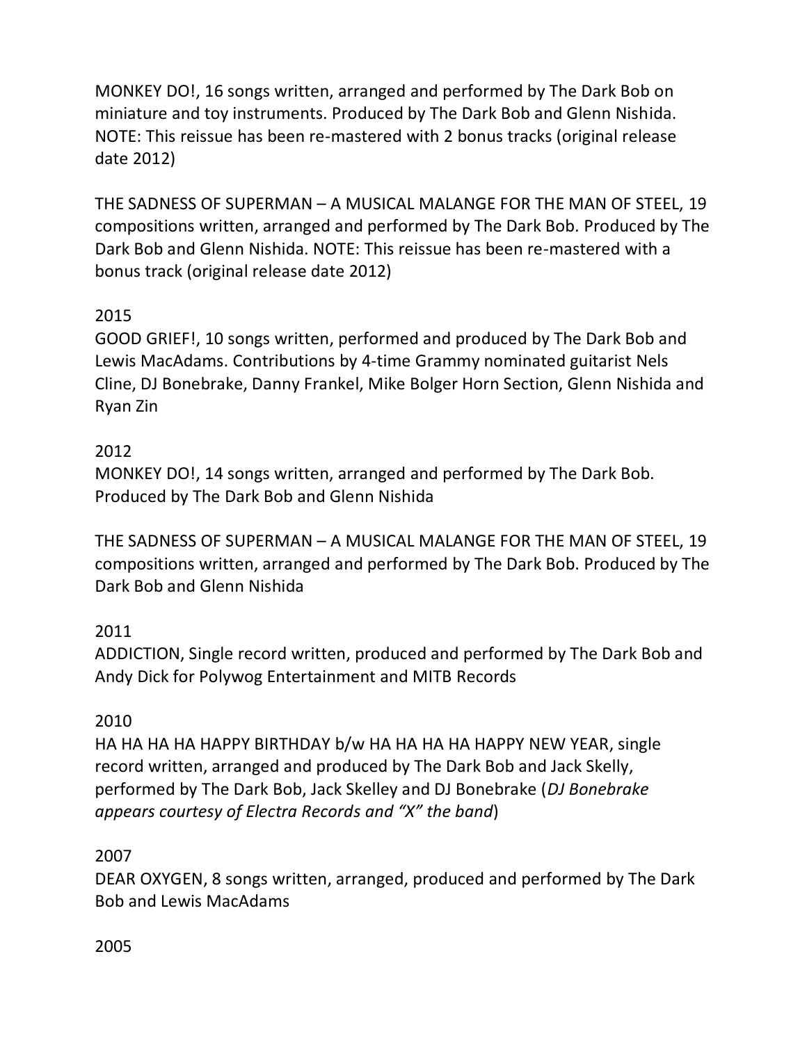MONKEY DO!, 16 songs written, arranged and performed by The Dark Bob on miniature and toy instruments. Produced by The Dark Bob and Glenn Nishida. NOTE: This reissue has been re-mastered with 2 bonus tracks (original release date 2012)

THE SADNESS OF SUPERMAN – A MUSICAL MALANGE FOR THE MAN OF STEEL, 19 compositions written, arranged and performed by The Dark Bob. Produced by The Dark Bob and Glenn Nishida. NOTE: This reissue has been re-mastered with a bonus track (original release date 2012)

2015
GOOD GRIEF!, 10 songs written, performed and produced by The Dark Bob and Lewis MacAdams. Contributions by 4-time Grammy nominated guitarist Nels Cline, DJ Bonebrake, Danny Frankel, Mike Bolger Horn Section, Glenn Nishida and Ryan Zin

2012
MONKEY DO!, 14 songs written, arranged and performed by The Dark Bob. Produced by The Dark Bob and Glenn Nishida

THE SADNESS OF SUPERMAN – A MUSICAL MALANGE FOR THE MAN OF STEEL, 19 compositions written, arranged and performed by The Dark Bob. Produced by The Dark Bob and Glenn Nishida

2011
ADDICTION, Single record written, produced and performed by The Dark Bob and Andy Dick for Polywog Entertainment and MITB Records

2010
HA HA HA HA HAPPY BIRTHDAY b/w HA HA HA HA HAPPY NEW YEAR, single record written, arranged and produced by The Dark Bob and Jack Skelly, performed by The Dark Bob, Jack Skelley and DJ Bonebrake (*DJ Bonebrake appears courtesy of Electra Records and "X" the band*)

2007
DEAR OXYGEN, 8 songs written, arranged, produced and performed by The Dark Bob and Lewis MacAdams

2005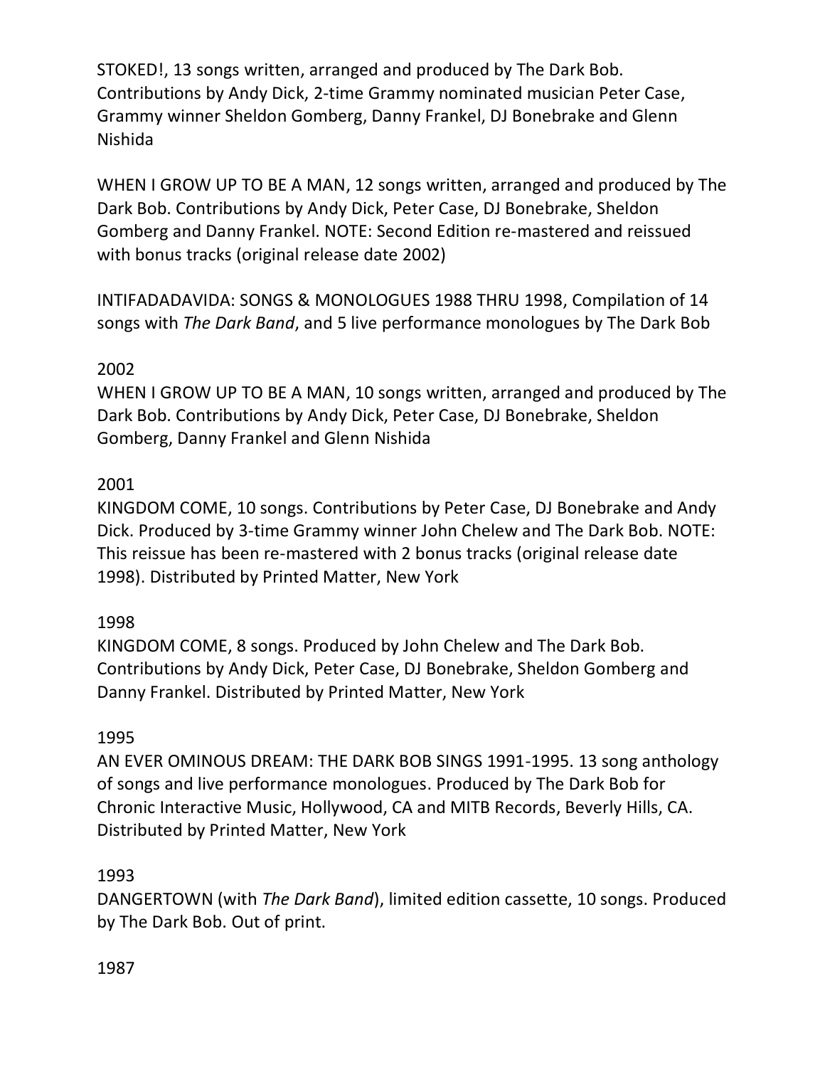STOKED!, 13 songs written, arranged and produced by The Dark Bob. Contributions by Andy Dick, 2-time Grammy nominated musician Peter Case, Grammy winner Sheldon Gomberg, Danny Frankel, DJ Bonebrake and Glenn Nishida

WHEN I GROW UP TO BE A MAN, 12 songs written, arranged and produced by The Dark Bob. Contributions by Andy Dick, Peter Case, DJ Bonebrake, Sheldon Gomberg and Danny Frankel. NOTE: Second Edition re-mastered and reissued with bonus tracks (original release date 2002)

INTIFADADAVIDA: SONGS & MONOLOGUES 1988 THRU 1998, Compilation of 14 songs with *The Dark Band*, and 5 live performance monologues by The Dark Bob

2002

WHEN I GROW UP TO BE A MAN, 10 songs written, arranged and produced by The Dark Bob. Contributions by Andy Dick, Peter Case, DJ Bonebrake, Sheldon Gomberg, Danny Frankel and Glenn Nishida

2001

KINGDOM COME, 10 songs. Contributions by Peter Case, DJ Bonebrake and Andy Dick. Produced by 3-time Grammy winner John Chelew and The Dark Bob. NOTE: This reissue has been re-mastered with 2 bonus tracks (original release date 1998). Distributed by Printed Matter, New York

1998

KINGDOM COME, 8 songs. Produced by John Chelew and The Dark Bob. Contributions by Andy Dick, Peter Case, DJ Bonebrake, Sheldon Gomberg and Danny Frankel. Distributed by Printed Matter, New York

1995

AN EVER OMINOUS DREAM: THE DARK BOB SINGS 1991-1995. 13 song anthology of songs and live performance monologues. Produced by The Dark Bob for Chronic Interactive Music, Hollywood, CA and MITB Records, Beverly Hills, CA. Distributed by Printed Matter, New York

1993

DANGERTOWN (with *The Dark Band*), limited edition cassette, 10 songs. Produced by The Dark Bob. Out of print.

1987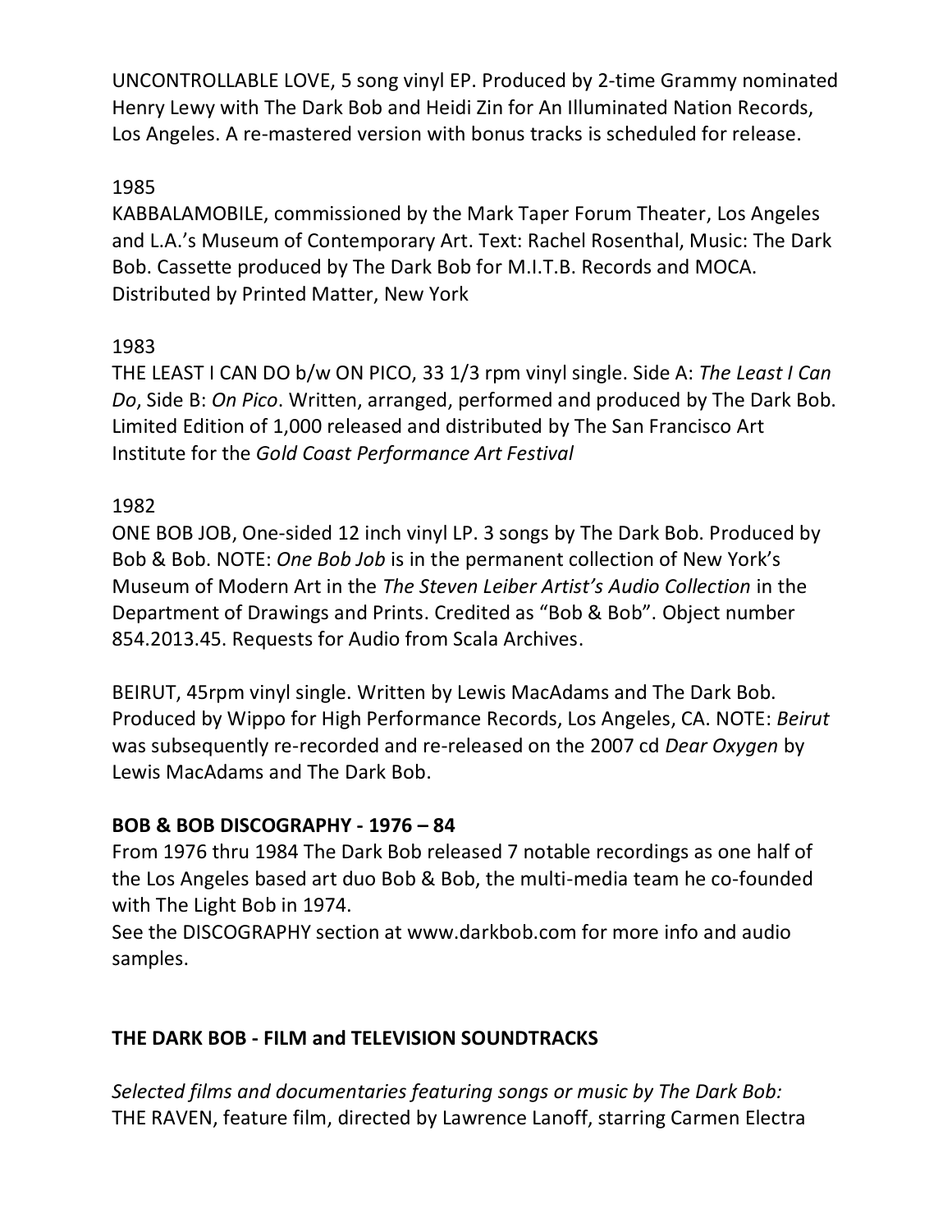UNCONTROLLABLE LOVE, 5 song vinyl EP. Produced by 2-time Grammy nominated Henry Lewy with The Dark Bob and Heidi Zin for An Illuminated Nation Records, Los Angeles. A re-mastered version with bonus tracks is scheduled for release.

1985

KABBALAMOBILE, commissioned by the Mark Taper Forum Theater, Los Angeles and L.A.'s Museum of Contemporary Art. Text: Rachel Rosenthal, Music: The Dark Bob. Cassette produced by The Dark Bob for M.I.T.B. Records and MOCA. Distributed by Printed Matter, New York

1983

THE LEAST I CAN DO b/w ON PICO, 33 1/3 rpm vinyl single. Side A: *The Least I Can Do*, Side B: *On Pico*. Written, arranged, performed and produced by The Dark Bob. Limited Edition of 1,000 released and distributed by The San Francisco Art Institute for the *Gold Coast Performance Art Festival*

1982

ONE BOB JOB, One-sided 12 inch vinyl LP. 3 songs by The Dark Bob. Produced by Bob & Bob. NOTE: *One Bob Job* is in the permanent collection of New York's Museum of Modern Art in the *The Steven Leiber Artist's Audio Collection* in the Department of Drawings and Prints. Credited as "Bob & Bob". Object number 854.2013.45. Requests for Audio from Scala Archives.

BEIRUT, 45rpm vinyl single. Written by Lewis MacAdams and The Dark Bob. Produced by Wippo for High Performance Records, Los Angeles, CA. NOTE: *Beirut* was subsequently re-recorded and re-released on the 2007 cd *Dear Oxygen* by Lewis MacAdams and The Dark Bob.

**BOB & BOB DISCOGRAPHY - 1976 – 84**

From 1976 thru 1984 The Dark Bob released 7 notable recordings as one half of the Los Angeles based art duo Bob & Bob, the multi-media team he co-founded with The Light Bob in 1974.

See the DISCOGRAPHY section at www.darkbob.com for more info and audio samples.

**THE DARK BOB - FILM and TELEVISION SOUNDTRACKS**

*Selected films and documentaries featuring songs or music by The Dark Bob:*

THE RAVEN, feature film, directed by Lawrence Lanoff, starring Carmen Electra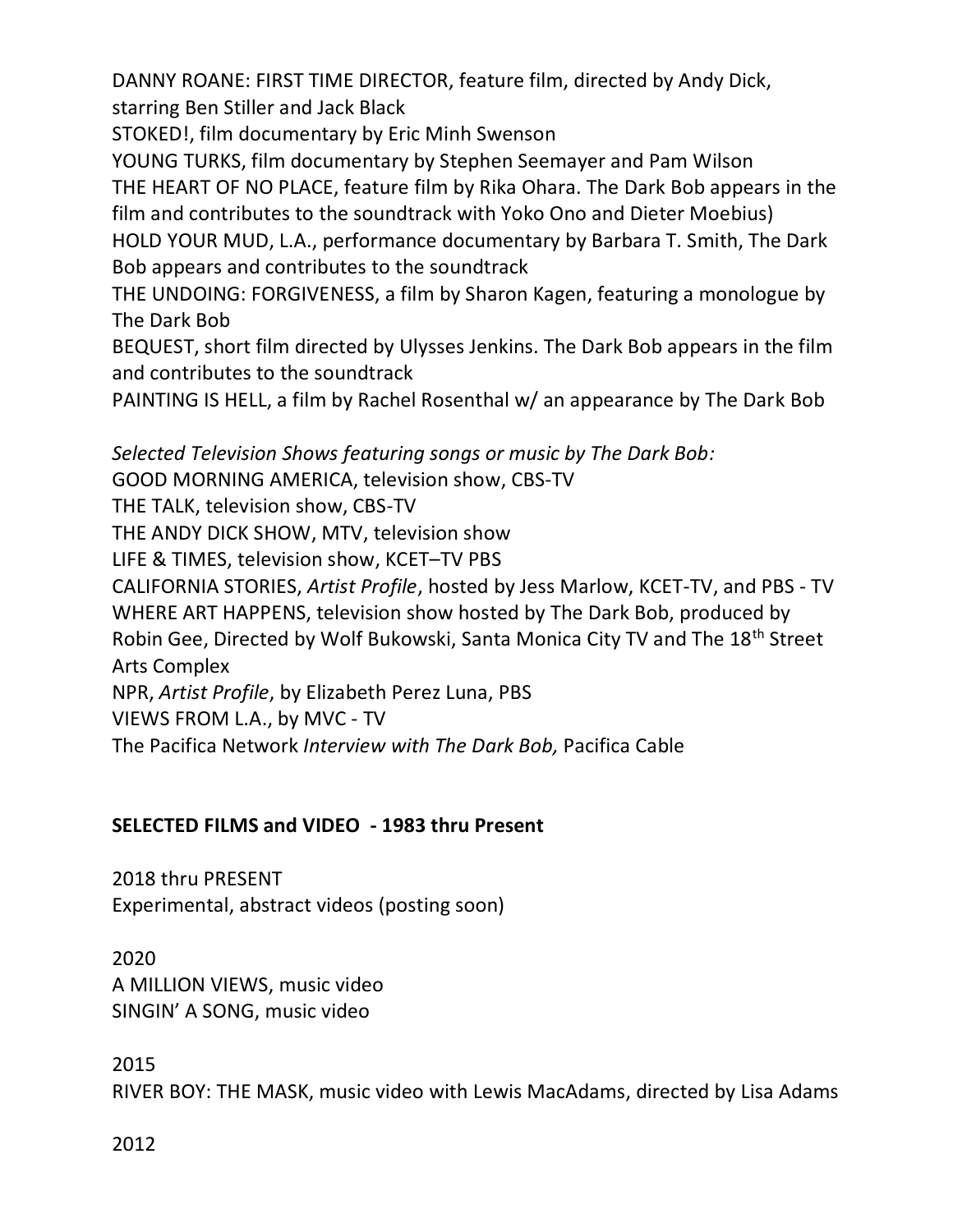DANNY ROANE: FIRST TIME DIRECTOR, feature film, directed by Andy Dick, starring Ben Stiller and Jack Black
STOKED!, film documentary by Eric Minh Swenson
YOUNG TURKS, film documentary by Stephen Seemayer and Pam Wilson
THE HEART OF NO PLACE, feature film by Rika Ohara. The Dark Bob appears in the film and contributes to the soundtrack with Yoko Ono and Dieter Moebius)
HOLD YOUR MUD, L.A., performance documentary by Barbara T. Smith, The Dark Bob appears and contributes to the soundtrack
THE UNDOING: FORGIVENESS, a film by Sharon Kagen, featuring a monologue by The Dark Bob
BEQUEST, short film directed by Ulysses Jenkins. The Dark Bob appears in the film and contributes to the soundtrack
PAINTING IS HELL, a film by Rachel Rosenthal w/ an appearance by The Dark Bob

*Selected Television Shows featuring songs or music by The Dark Bob:*
GOOD MORNING AMERICA, television show, CBS-TV
THE TALK, television show, CBS-TV
THE ANDY DICK SHOW, MTV, television show
LIFE & TIMES, television show, KCET–TV PBS
CALIFORNIA STORIES, *Artist Profile*, hosted by Jess Marlow, KCET-TV, and PBS - TV
WHERE ART HAPPENS, television show hosted by The Dark Bob, produced by Robin Gee, Directed by Wolf Bukowski, Santa Monica City TV and The 18th Street Arts Complex
NPR, *Artist Profile*, by Elizabeth Perez Luna, PBS
VIEWS FROM L.A., by MVC - TV
The Pacifica Network *Interview with The Dark Bob,* Pacifica Cable

**SELECTED FILMS and VIDEO - 1983 thru Present**

2018 thru PRESENT
Experimental, abstract videos (posting soon)

2020
A MILLION VIEWS, music video
SINGIN' A SONG, music video

2015
RIVER BOY: THE MASK, music video with Lewis MacAdams, directed by Lisa Adams

2012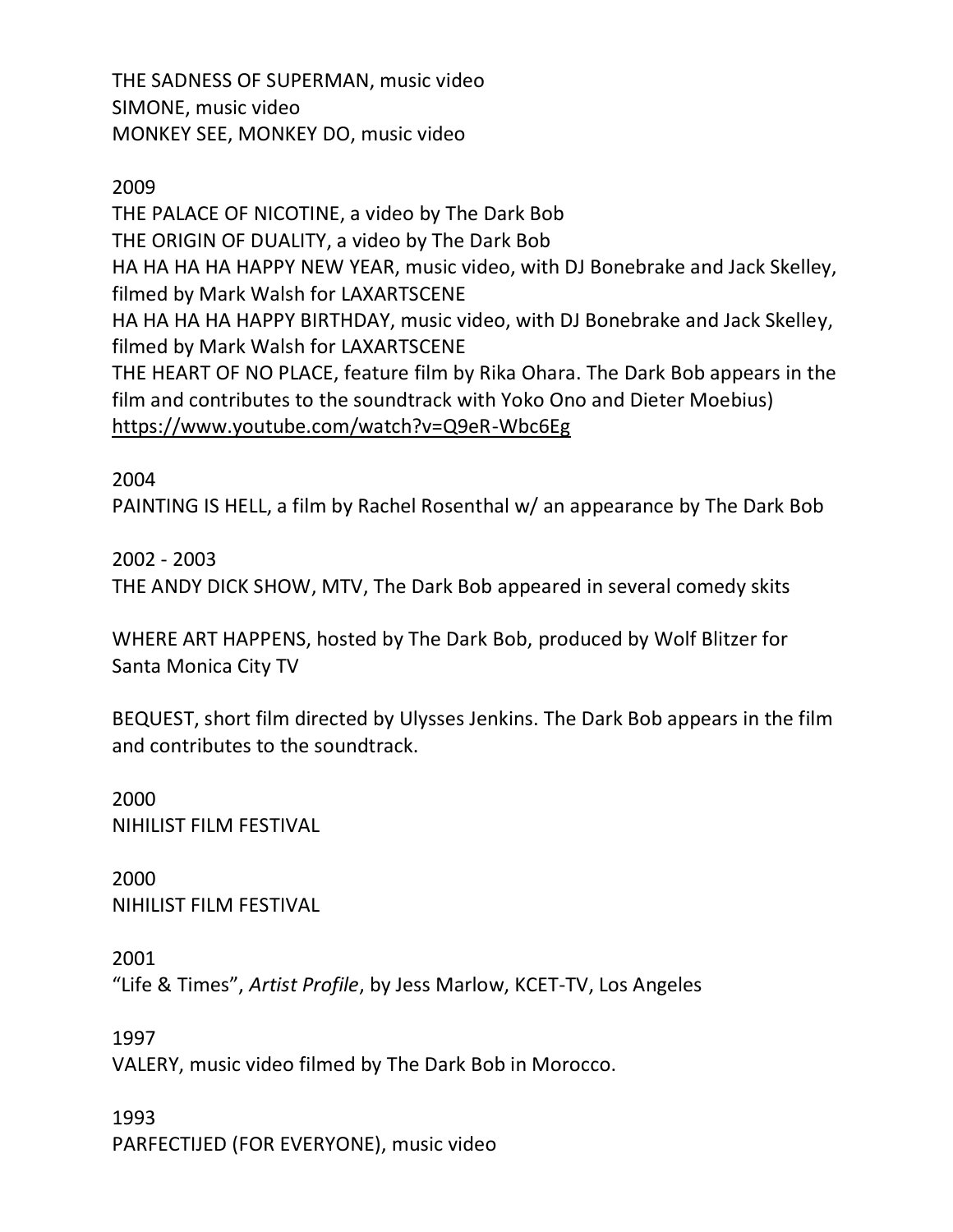THE SADNESS OF SUPERMAN, music video
SIMONE, music video
MONKEY SEE, MONKEY DO, music video

2009
THE PALACE OF NICOTINE, a video by The Dark Bob
THE ORIGIN OF DUALITY, a video by The Dark Bob
HA HA HA HA HAPPY NEW YEAR, music video, with DJ Bonebrake and Jack Skelley, filmed by Mark Walsh for LAXARTSCENE
HA HA HA HA HAPPY BIRTHDAY, music video, with DJ Bonebrake and Jack Skelley, filmed by Mark Walsh for LAXARTSCENE
THE HEART OF NO PLACE, feature film by Rika Ohara. The Dark Bob appears in the film and contributes to the soundtrack with Yoko Ono and Dieter Moebius)
https://www.youtube.com/watch?v=Q9eR-Wbc6Eg

2004
PAINTING IS HELL, a film by Rachel Rosenthal w/ an appearance by The Dark Bob

2002 - 2003
THE ANDY DICK SHOW, MTV, The Dark Bob appeared in several comedy skits

WHERE ART HAPPENS, hosted by The Dark Bob, produced by Wolf Blitzer for Santa Monica City TV

BEQUEST, short film directed by Ulysses Jenkins. The Dark Bob appears in the film and contributes to the soundtrack.

2000
NIHILIST FILM FESTIVAL

2000
NIHILIST FILM FESTIVAL

2001
"Life & Times", *Artist Profile*, by Jess Marlow, KCET-TV, Los Angeles

1997
VALERY, music video filmed by The Dark Bob in Morocco.

1993
PARFECTIJED (FOR EVERYONE), music video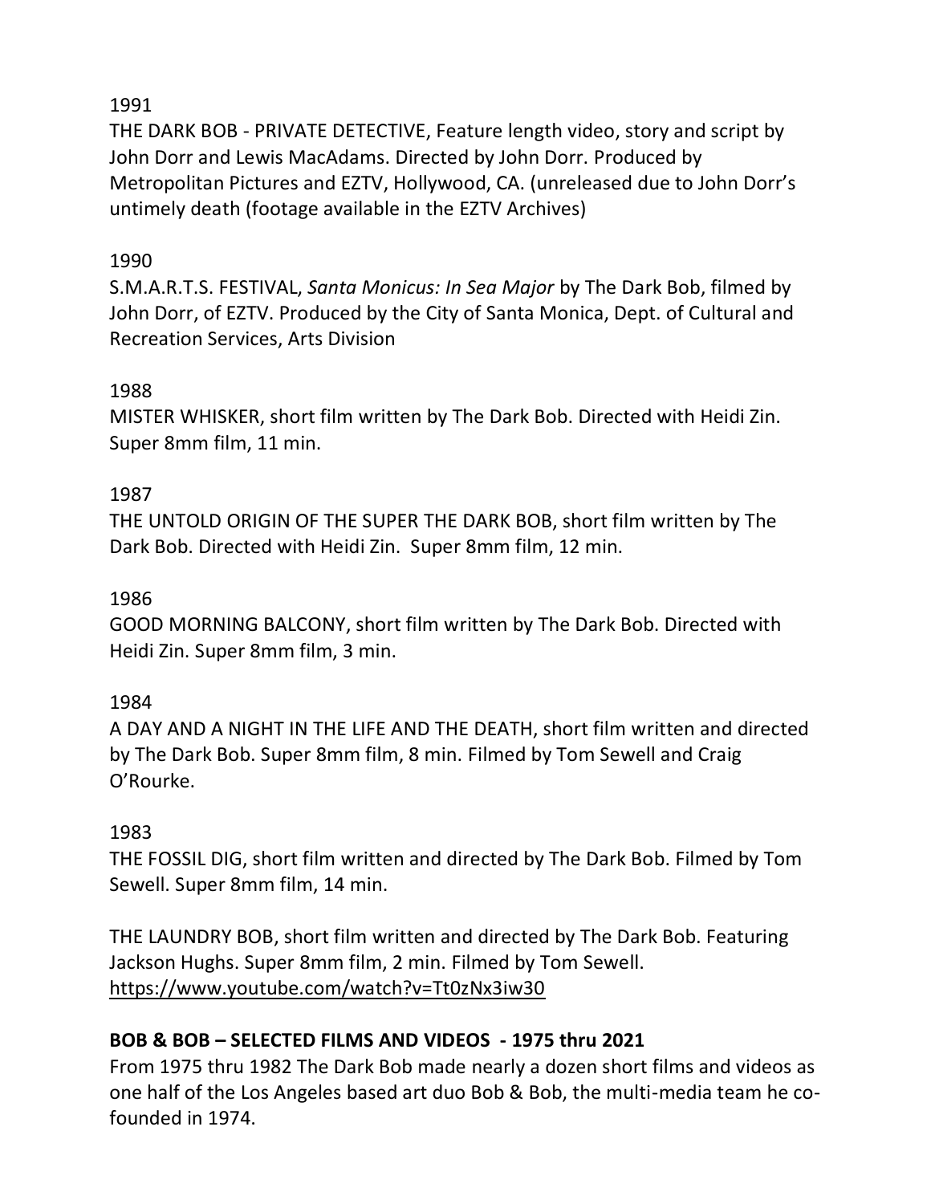1991

THE DARK BOB - PRIVATE DETECTIVE, Feature length video, story and script by John Dorr and Lewis MacAdams. Directed by John Dorr. Produced by Metropolitan Pictures and EZTV, Hollywood, CA. (unreleased due to John Dorr's untimely death (footage available in the EZTV Archives)

1990

S.M.A.R.T.S. FESTIVAL, *Santa Monicus: In Sea Major* by The Dark Bob, filmed by John Dorr, of EZTV. Produced by the City of Santa Monica, Dept. of Cultural and Recreation Services, Arts Division

1988

MISTER WHISKER, short film written by The Dark Bob. Directed with Heidi Zin. Super 8mm film, 11 min.

1987

THE UNTOLD ORIGIN OF THE SUPER THE DARK BOB, short film written by The Dark Bob. Directed with Heidi Zin. Super 8mm film, 12 min.

1986

GOOD MORNING BALCONY, short film written by The Dark Bob. Directed with Heidi Zin. Super 8mm film, 3 min.

1984

A DAY AND A NIGHT IN THE LIFE AND THE DEATH, short film written and directed by The Dark Bob. Super 8mm film, 8 min. Filmed by Tom Sewell and Craig O'Rourke.

1983

THE FOSSIL DIG, short film written and directed by The Dark Bob. Filmed by Tom Sewell. Super 8mm film, 14 min.

THE LAUNDRY BOB, short film written and directed by The Dark Bob. Featuring Jackson Hughs. Super 8mm film, 2 min. Filmed by Tom Sewell.
https://www.youtube.com/watch?v=Tt0zNx3iw30

**BOB & BOB – SELECTED FILMS AND VIDEOS - 1975 thru 2021**

From 1975 thru 1982 The Dark Bob made nearly a dozen short films and videos as one half of the Los Angeles based art duo Bob & Bob, the multi-media team he co-founded in 1974.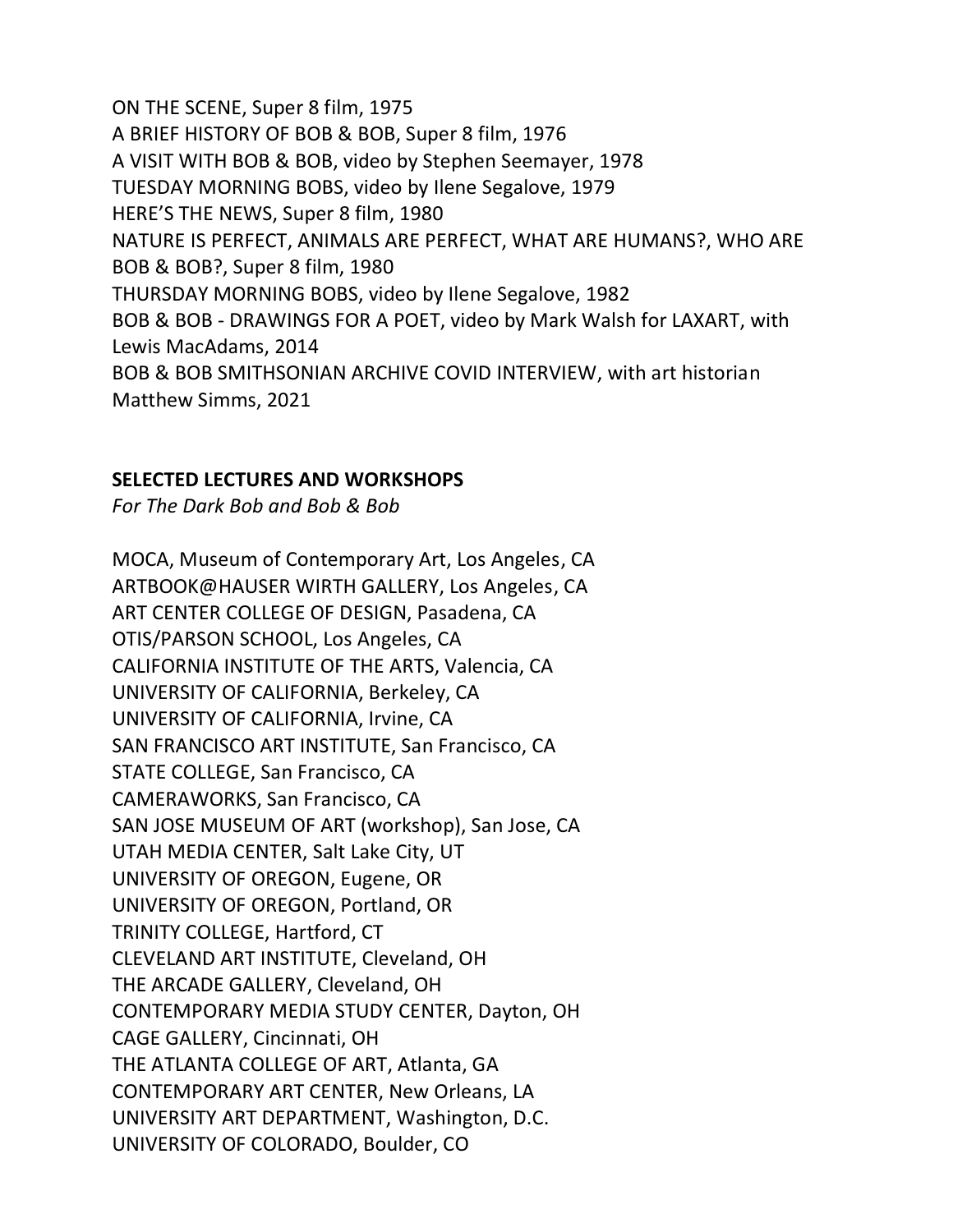ON THE SCENE, Super 8 film, 1975
A BRIEF HISTORY OF BOB & BOB, Super 8 film, 1976
A VISIT WITH BOB & BOB, video by Stephen Seemayer, 1978
TUESDAY MORNING BOBS, video by Ilene Segalove, 1979
HERE'S THE NEWS, Super 8 film, 1980
NATURE IS PERFECT, ANIMALS ARE PERFECT, WHAT ARE HUMANS?, WHO ARE BOB & BOB?, Super 8 film, 1980
THURSDAY MORNING BOBS, video by Ilene Segalove, 1982
BOB & BOB - DRAWINGS FOR A POET, video by Mark Walsh for LAXART, with Lewis MacAdams, 2014
BOB & BOB SMITHSONIAN ARCHIVE COVID INTERVIEW, with art historian Matthew Simms, 2021

**SELECTED LECTURES AND WORKSHOPS**

*For The Dark Bob and Bob & Bob*

MOCA, Museum of Contemporary Art, Los Angeles, CA
ARTBOOK@HAUSER WIRTH GALLERY, Los Angeles, CA
ART CENTER COLLEGE OF DESIGN, Pasadena, CA
OTIS/PARSON SCHOOL, Los Angeles, CA
CALIFORNIA INSTITUTE OF THE ARTS, Valencia, CA
UNIVERSITY OF CALIFORNIA, Berkeley, CA
UNIVERSITY OF CALIFORNIA, Irvine, CA
SAN FRANCISCO ART INSTITUTE, San Francisco, CA
STATE COLLEGE, San Francisco, CA
CAMERAWORKS, San Francisco, CA
SAN JOSE MUSEUM OF ART (workshop), San Jose, CA
UTAH MEDIA CENTER, Salt Lake City, UT
UNIVERSITY OF OREGON, Eugene, OR
UNIVERSITY OF OREGON, Portland, OR
TRINITY COLLEGE, Hartford, CT
CLEVELAND ART INSTITUTE, Cleveland, OH
THE ARCADE GALLERY, Cleveland, OH
CONTEMPORARY MEDIA STUDY CENTER, Dayton, OH
CAGE GALLERY, Cincinnati, OH
THE ATLANTA COLLEGE OF ART, Atlanta, GA
CONTEMPORARY ART CENTER, New Orleans, LA
UNIVERSITY ART DEPARTMENT, Washington, D.C.
UNIVERSITY OF COLORADO, Boulder, CO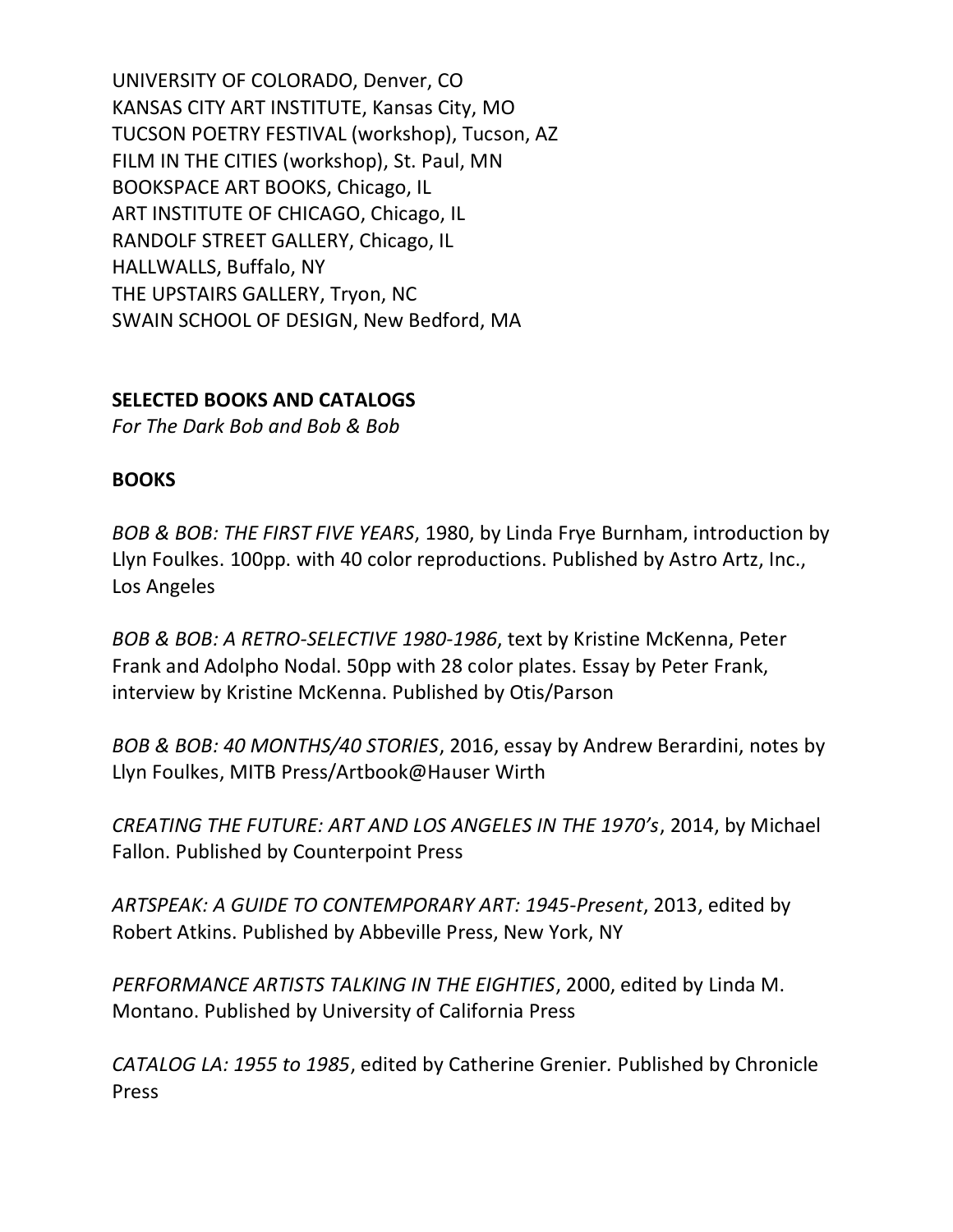UNIVERSITY OF COLORADO, Denver, CO
KANSAS CITY ART INSTITUTE, Kansas City, MO
TUCSON POETRY FESTIVAL (workshop), Tucson, AZ
FILM IN THE CITIES (workshop), St. Paul, MN
BOOKSPACE ART BOOKS, Chicago, IL
ART INSTITUTE OF CHICAGO, Chicago, IL
RANDOLF STREET GALLERY, Chicago, IL
HALLWALLS, Buffalo, NY
THE UPSTAIRS GALLERY, Tryon, NC
SWAIN SCHOOL OF DESIGN, New Bedford, MA

**SELECTED BOOKS AND CATALOGS**
*For The Dark Bob and Bob & Bob*

**BOOKS**

*BOB & BOB: THE FIRST FIVE YEARS*, 1980, by Linda Frye Burnham, introduction by Llyn Foulkes. 100pp. with 40 color reproductions. Published by Astro Artz, Inc., Los Angeles

*BOB & BOB: A RETRO-SELECTIVE 1980-1986*, text by Kristine McKenna, Peter Frank and Adolpho Nodal. 50pp with 28 color plates. Essay by Peter Frank, interview by Kristine McKenna. Published by Otis/Parson

*BOB & BOB: 40 MONTHS/40 STORIES*, 2016, essay by Andrew Berardini, notes by Llyn Foulkes, MITB Press/Artbook@Hauser Wirth

*CREATING THE FUTURE: ART AND LOS ANGELES IN THE 1970's*, 2014, by Michael Fallon. Published by Counterpoint Press

*ARTSPEAK: A GUIDE TO CONTEMPORARY ART: 1945-Present*, 2013, edited by Robert Atkins. Published by Abbeville Press, New York, NY

*PERFORMANCE ARTISTS TALKING IN THE EIGHTIES*, 2000, edited by Linda M. Montano. Published by University of California Press

*CATALOG LA: 1955 to 1985*, edited by Catherine Grenier. Published by Chronicle Press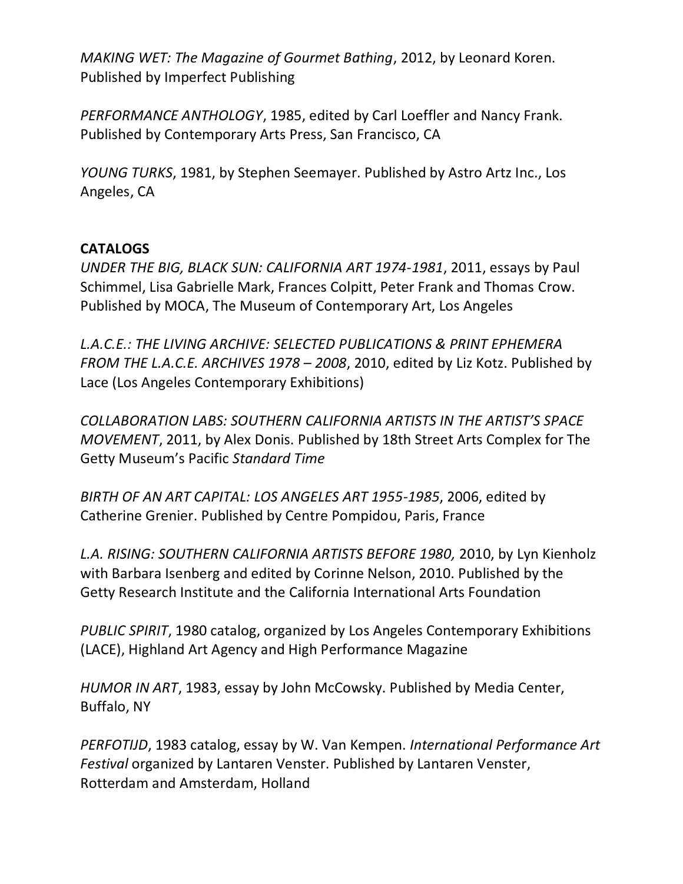*MAKING WET: The Magazine of Gourmet Bathing*, 2012, by Leonard Koren. Published by Imperfect Publishing

*PERFORMANCE ANTHOLOGY*, 1985, edited by Carl Loeffler and Nancy Frank. Published by Contemporary Arts Press, San Francisco, CA

*YOUNG TURKS*, 1981, by Stephen Seemayer. Published by Astro Artz Inc., Los Angeles, CA

**CATALOGS**

*UNDER THE BIG, BLACK SUN: CALIFORNIA ART 1974-1981*, 2011, essays by Paul Schimmel, Lisa Gabrielle Mark, Frances Colpitt, Peter Frank and Thomas Crow. Published by MOCA, The Museum of Contemporary Art, Los Angeles

*L.A.C.E.: THE LIVING ARCHIVE: SELECTED PUBLICATIONS & PRINT EPHEMERA FROM THE L.A.C.E. ARCHIVES 1978 – 2008*, 2010, edited by Liz Kotz. Published by Lace (Los Angeles Contemporary Exhibitions)

*COLLABORATION LABS: SOUTHERN CALIFORNIA ARTISTS IN THE ARTIST'S SPACE MOVEMENT*, 2011, by Alex Donis. Published by 18th Street Arts Complex for The Getty Museum's Pacific *Standard Time*

*BIRTH OF AN ART CAPITAL: LOS ANGELES ART 1955-1985*, 2006, edited by Catherine Grenier. Published by Centre Pompidou, Paris, France

*L.A. RISING: SOUTHERN CALIFORNIA ARTISTS BEFORE 1980,* 2010, by Lyn Kienholz with Barbara Isenberg and edited by Corinne Nelson, 2010. Published by the Getty Research Institute and the California International Arts Foundation

*PUBLIC SPIRIT*, 1980 catalog, organized by Los Angeles Contemporary Exhibitions (LACE), Highland Art Agency and High Performance Magazine

*HUMOR IN ART*, 1983, essay by John McCowsky. Published by Media Center, Buffalo, NY

*PERFOTIJD*, 1983 catalog, essay by W. Van Kempen. *International Performance Art Festival* organized by Lantaren Venster. Published by Lantaren Venster, Rotterdam and Amsterdam, Holland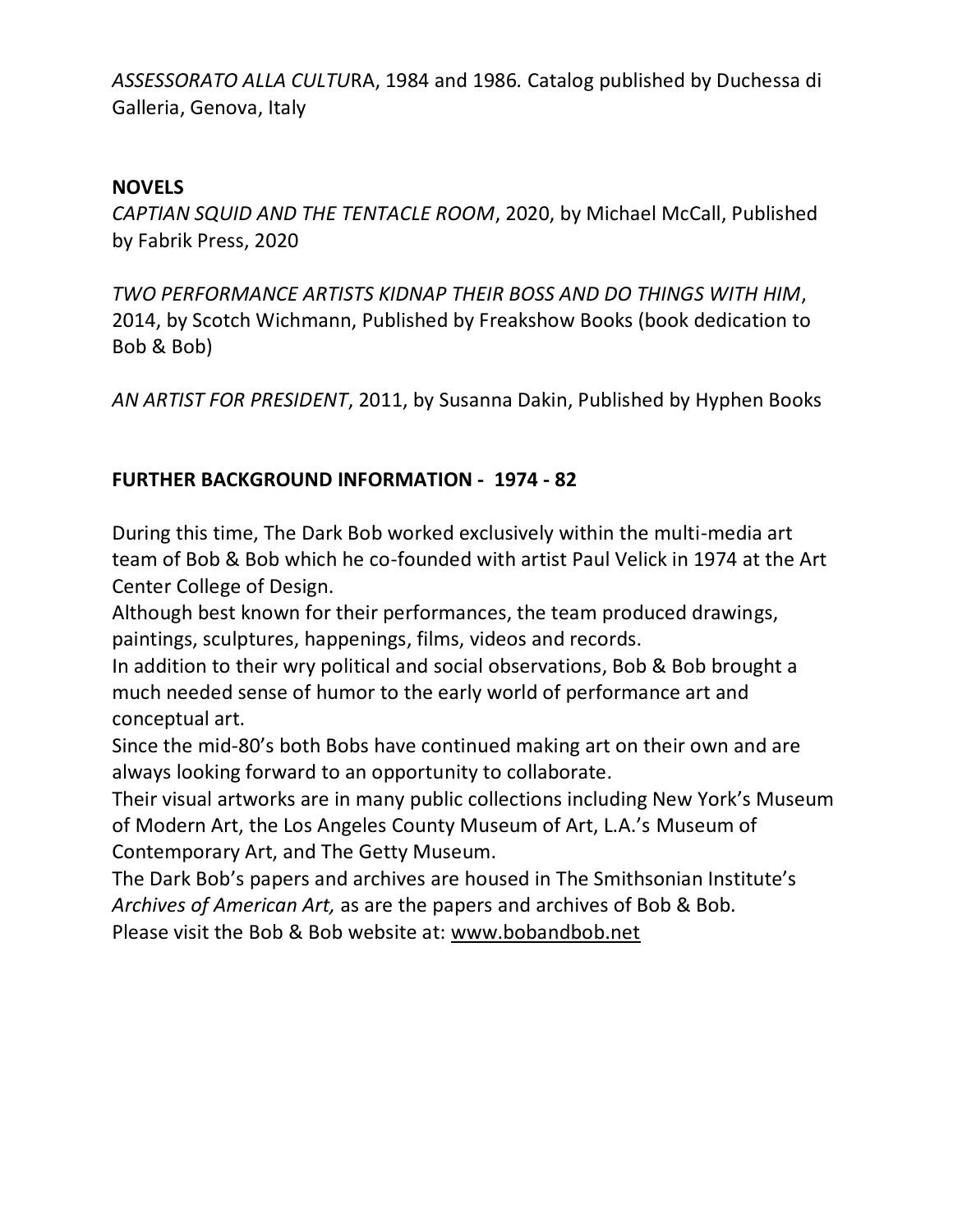*ASSESSORATO ALLA CULTU*RA, 1984 and 1986*.* Catalog published by Duchessa di Galleria, Genova, Italy

**NOVELS**

*CAPTIAN SQUID AND THE TENTACLE ROOM*, 2020, by Michael McCall, Published by Fabrik Press, 2020

*TWO PERFORMANCE ARTISTS KIDNAP THEIR BOSS AND DO THINGS WITH HIM*, 2014, by Scotch Wichmann, Published by Freakshow Books (book dedication to Bob & Bob)

*AN ARTIST FOR PRESIDENT*, 2011, by Susanna Dakin, Published by Hyphen Books

**FURTHER BACKGROUND INFORMATION - 1974 - 82**

During this time, The Dark Bob worked exclusively within the multi-media art team of Bob & Bob which he co-founded with artist Paul Velick in 1974 at the Art Center College of Design.
Although best known for their performances, the team produced drawings, paintings, sculptures, happenings, films, videos and records.
In addition to their wry political and social observations, Bob & Bob brought a much needed sense of humor to the early world of performance art and conceptual art.
Since the mid-80's both Bobs have continued making art on their own and are always looking forward to an opportunity to collaborate.
Their visual artworks are in many public collections including New York's Museum of Modern Art, the Los Angeles County Museum of Art, L.A.'s Museum of Contemporary Art, and The Getty Museum.
The Dark Bob's papers and archives are housed in The Smithsonian Institute's *Archives of American Art,* as are the papers and archives of Bob & Bob.
Please visit the Bob & Bob website at: www.bobandbob.net